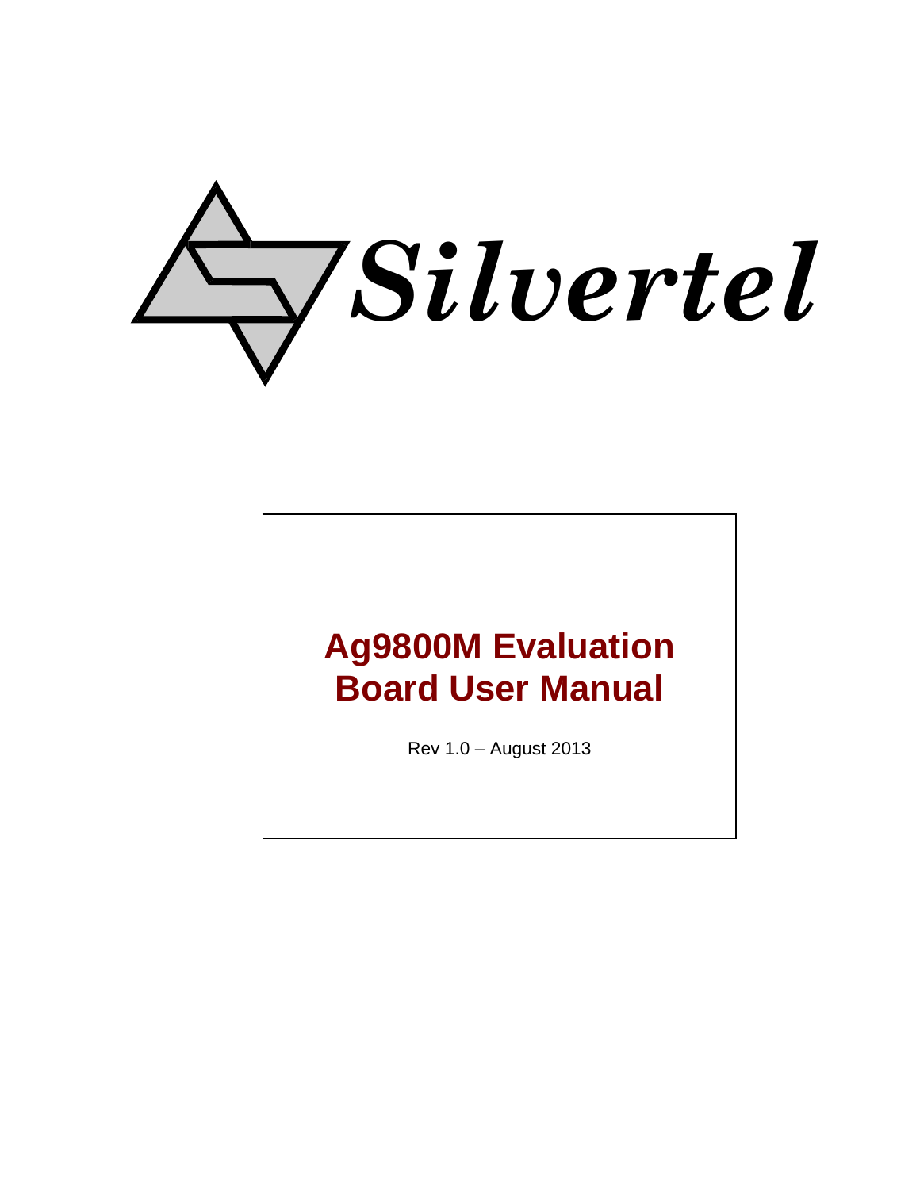Silvertel

# Ag9800M Evaluation Board User Manual

Rev 1.0 – August 2013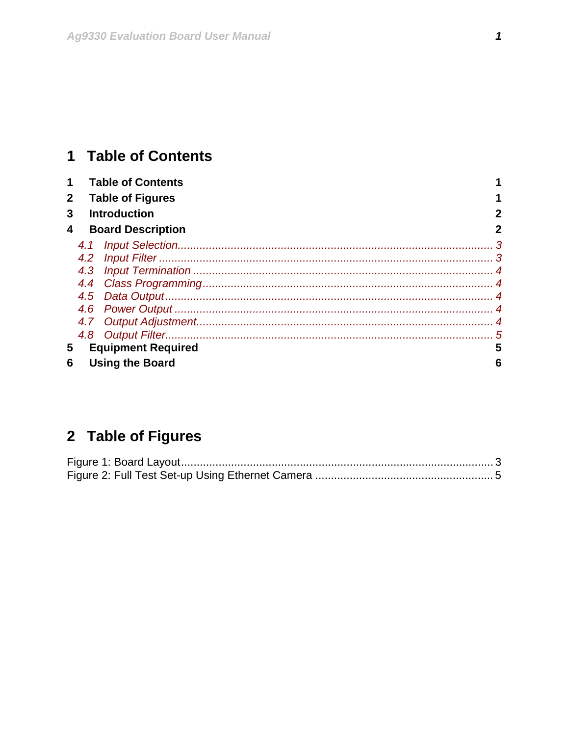# 1 Table of Contents

**1 Table of Contents** **1**
**2 Table of Figures** **1**
**3 Introduction** **2**
**4 Board Description** **2**
*4.1 Input Selection.......................................................................................................... 3*
*4.2 Input Filter ................................................................................................................ 3*
*4.3 Input Termination ..................................................................................................... 4*
*4.4 Class Programming.................................................................................................. 4*
*4.5 Data Output.............................................................................................................. 4*
*4.6 Power Output ........................................................................................................... 4*
*4.7 Output Adjustment.................................................................................................... 4*
*4.8 Output Filter.............................................................................................................. 5*
**5 Equipment Required** **5**
**6 Using the Board** **6**

# 2 Table of Figures

Figure 1: Board Layout.................................................................................................... 3
Figure 2: Full Test Set-up Using Ethernet Camera ........................................................ 5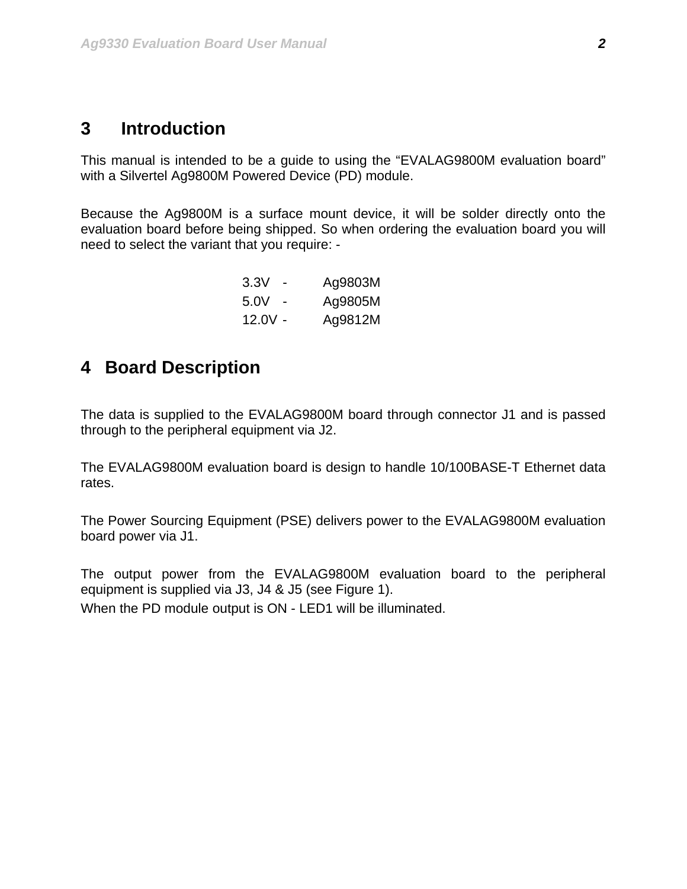# 3 Introduction

This manual is intended to be a guide to using the "EVALAG9800M evaluation board" with a Silvertel Ag9800M Powered Device (PD) module.

Because the Ag9800M is a surface mount device, it will be solder directly onto the evaluation board before being shipped. So when ordering the evaluation board you will need to select the variant that you require: -

3.3V - Ag9803M
5.0V - Ag9805M
12.0V - Ag9812M

# 4 Board Description

The data is supplied to the EVALAG9800M board through connector J1 and is passed through to the peripheral equipment via J2.

The EVALAG9800M evaluation board is design to handle 10/100BASE-T Ethernet data rates.

The Power Sourcing Equipment (PSE) delivers power to the EVALAG9800M evaluation board power via J1.

The output power from the EVALAG9800M evaluation board to the peripheral equipment is supplied via J3, J4 & J5 (see Figure 1).

When the PD module output is ON - LED1 will be illuminated.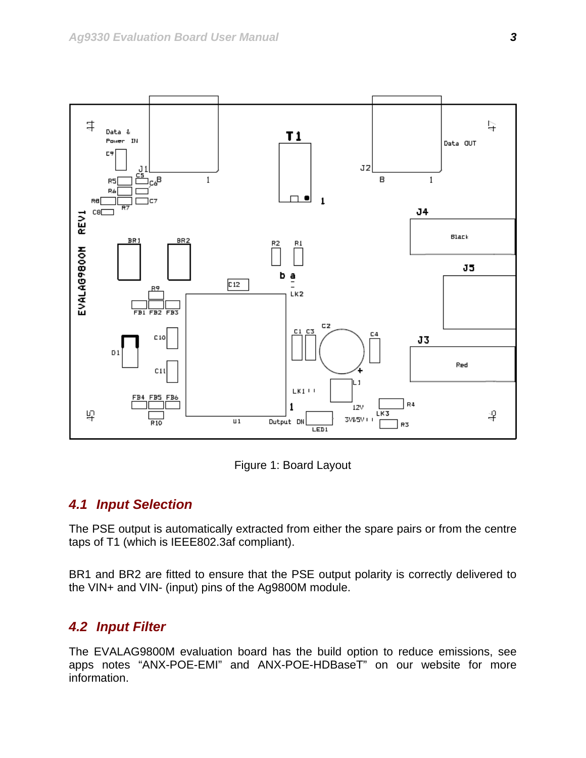Figure 1: Board Layout

## 4.1 Input Selection

The PSE output is automatically extracted from either the spare pairs or from the centre taps of T1 (which is IEEE802.3af compliant).

BR1 and BR2 are fitted to ensure that the PSE output polarity is correctly delivered to the VIN+ and VIN- (input) pins of the Ag9800M module.

## 4.2 Input Filter

The EVALAG9800M evaluation board has the build option to reduce emissions, see apps notes “ANX-POE-EMI” and ANX-POE-HDBaseT” on our website for more information.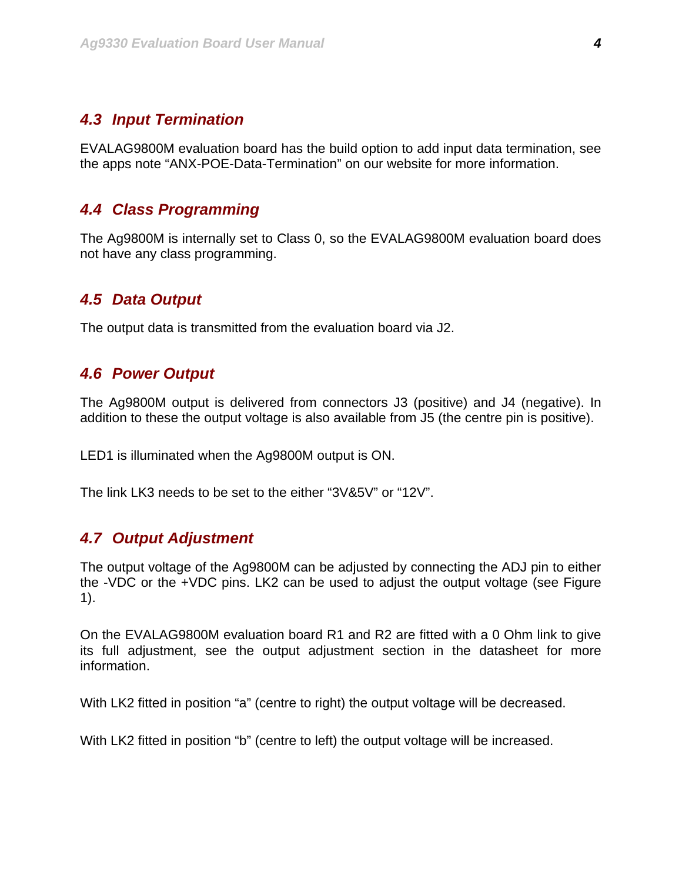### *4.3 Input Termination*

EVALAG9800M evaluation board has the build option to add input data termination, see the apps note "ANX-POE-Data-Termination" on our website for more information.

### *4.4 Class Programming*

The Ag9800M is internally set to Class 0, so the EVALAG9800M evaluation board does not have any class programming.

### *4.5 Data Output*

The output data is transmitted from the evaluation board via J2.

### *4.6 Power Output*

The Ag9800M output is delivered from connectors J3 (positive) and J4 (negative). In addition to these the output voltage is also available from J5 (the centre pin is positive).

LED1 is illuminated when the Ag9800M output is ON.

The link LK3 needs to be set to the either "3V&5V" or "12V".

### *4.7 Output Adjustment*

The output voltage of the Ag9800M can be adjusted by connecting the ADJ pin to either the -VDC or the +VDC pins. LK2 can be used to adjust the output voltage (see Figure 1).

On the EVALAG9800M evaluation board R1 and R2 are fitted with a 0 Ohm link to give its full adjustment, see the output adjustment section in the datasheet for more information.

With LK2 fitted in position "a" (centre to right) the output voltage will be decreased.

With LK2 fitted in position "b" (centre to left) the output voltage will be increased.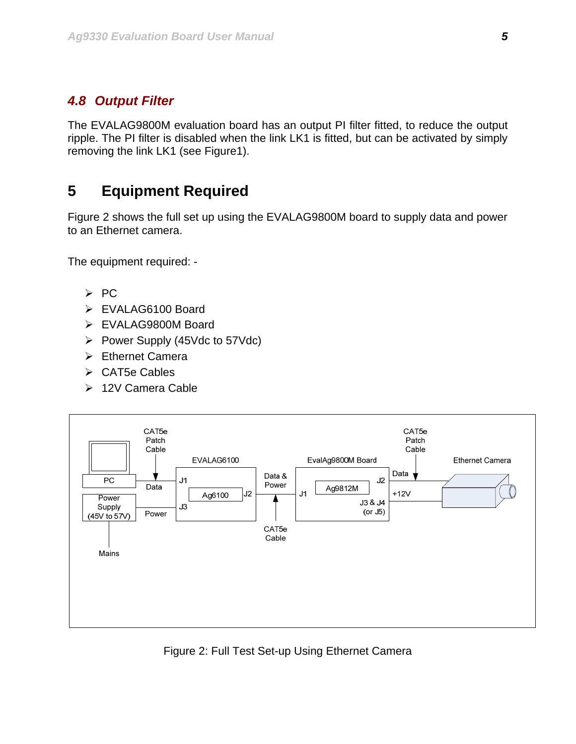## 4.8 Output Filter

The EVALAG9800M evaluation board has an output PI filter fitted, to reduce the output ripple. The PI filter is disabled when the link LK1 is fitted, but can be activated by simply removing the link LK1 (see Figure1).

# 5 Equipment Required

Figure 2 shows the full set up using the EVALAG9800M board to supply data and power to an Ethernet camera.

The equipment required: -

- PC
- EVALAG6100 Board
- EVALAG9800M Board
- Power Supply (45Vdc to 57Vdc)
- Ethernet Camera
- CAT5e Cables
- 12V Camera Cable

Figure 2: Full Test Set-up Using Ethernet Camera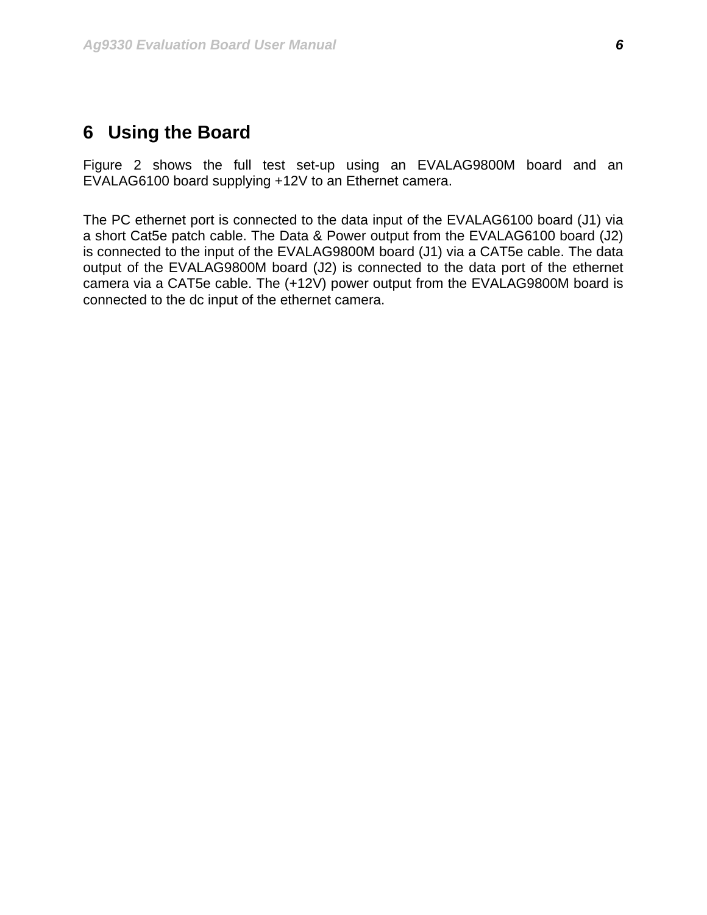# 6 Using the Board

Figure 2 shows the full test set-up using an EVALAG9800M board and an EVALAG6100 board supplying +12V to an Ethernet camera.

The PC ethernet port is connected to the data input of the EVALAG6100 board (J1) via a short Cat5e patch cable. The Data & Power output from the EVALAG6100 board (J2) is connected to the input of the EVALAG9800M board (J1) via a CAT5e cable. The data output of the EVALAG9800M board (J2) is connected to the data port of the ethernet camera via a CAT5e cable. The (+12V) power output from the EVALAG9800M board is connected to the dc input of the ethernet camera.